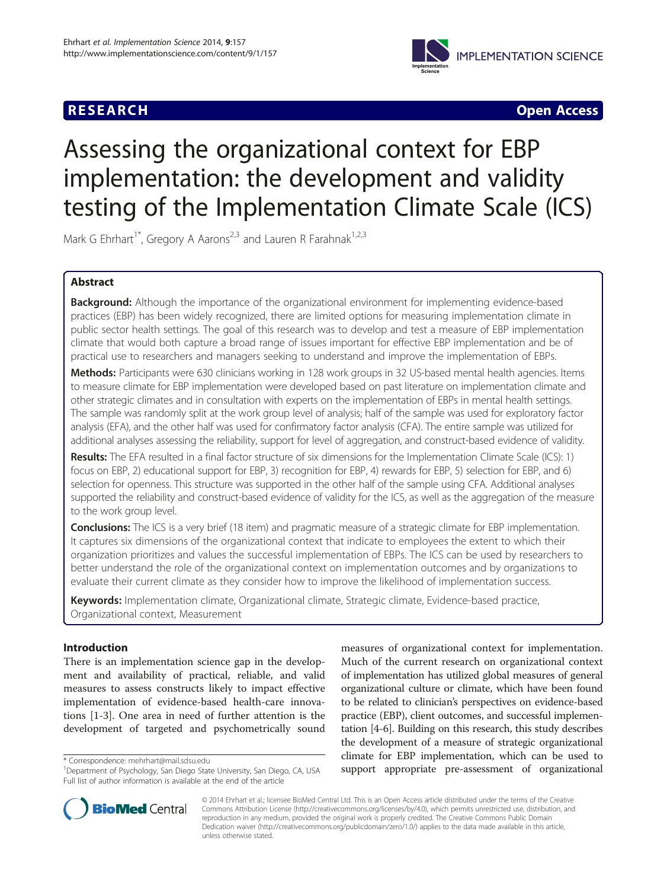RESEARCH Open Access

# Assessing the organizational context for EBP implementation: the development and validity testing of the Implementation Climate Scale (ICS)

Mark G Ehrhart[1*], Gregory A Aarons[2,3] and Lauren R Farahnak[1,2,3]

## Abstract

**Background:** Although the importance of the organizational environment for implementing evidence-based practices (EBP) has been widely recognized, there are limited options for measuring implementation climate in public sector health settings. The goal of this research was to develop and test a measure of EBP implementation climate that would both capture a broad range of issues important for effective EBP implementation and be of practical use to researchers and managers seeking to understand and improve the implementation of EBPs.

**Methods:** Participants were 630 clinicians working in 128 work groups in 32 US-based mental health agencies. Items to measure climate for EBP implementation were developed based on past literature on implementation climate and other strategic climates and in consultation with experts on the implementation of EBPs in mental health settings. The sample was randomly split at the work group level of analysis; half of the sample was used for exploratory factor analysis (EFA), and the other half was used for confirmatory factor analysis (CFA). The entire sample was utilized for additional analyses assessing the reliability, support for level of aggregation, and construct-based evidence of validity.

**Results:** The EFA resulted in a final factor structure of six dimensions for the Implementation Climate Scale (ICS): 1) focus on EBP, 2) educational support for EBP, 3) recognition for EBP, 4) rewards for EBP, 5) selection for EBP, and 6) selection for openness. This structure was supported in the other half of the sample using CFA. Additional analyses supported the reliability and construct-based evidence of validity for the ICS, as well as the aggregation of the measure to the work group level.

**Conclusions:** The ICS is a very brief (18 item) and pragmatic measure of a strategic climate for EBP implementation. It captures six dimensions of the organizational context that indicate to employees the extent to which their organization prioritizes and values the successful implementation of EBPs. The ICS can be used by researchers to better understand the role of the organizational context on implementation outcomes and by organizations to evaluate their current climate as they consider how to improve the likelihood of implementation success.

**Keywords:** Implementation climate, Organizational climate, Strategic climate, Evidence-based practice, Organizational context, Measurement

## Introduction

There is an implementation science gap in the development and availability of practical, reliable, and valid measures to assess constructs likely to impact effective implementation of evidence-based health-care innovations [1-3]. One area in need of further attention is the development of targeted and psychometrically sound measures of organizational context for implementation. Much of the current research on organizational context of implementation has utilized global measures of general organizational culture or climate, which have been found to be related to clinician's perspectives on evidence-based practice (EBP), client outcomes, and successful implementation [4-6]. Building on this research, this study describes the development of a measure of strategic organizational climate for EBP implementation, which can be used to support appropriate pre-assessment of organizational

\* Correspondence: mehrhart@mail.sdsu.edu
[1]Department of Psychology, San Diego State University, San Diego, CA, USA
Full list of author information is available at the end of the article

© 2014 Ehrhart et al.; licensee BioMed Central Ltd. This is an Open Access article distributed under the terms of the Creative Commons Attribution License (http://creativecommons.org/licenses/by/4.0), which permits unrestricted use, distribution, and reproduction in any medium, provided the original work is properly credited. The Creative Commons Public Domain Dedication waiver (http://creativecommons.org/publicdomain/zero/1.0/) applies to the data made available in this article, unless otherwise stated.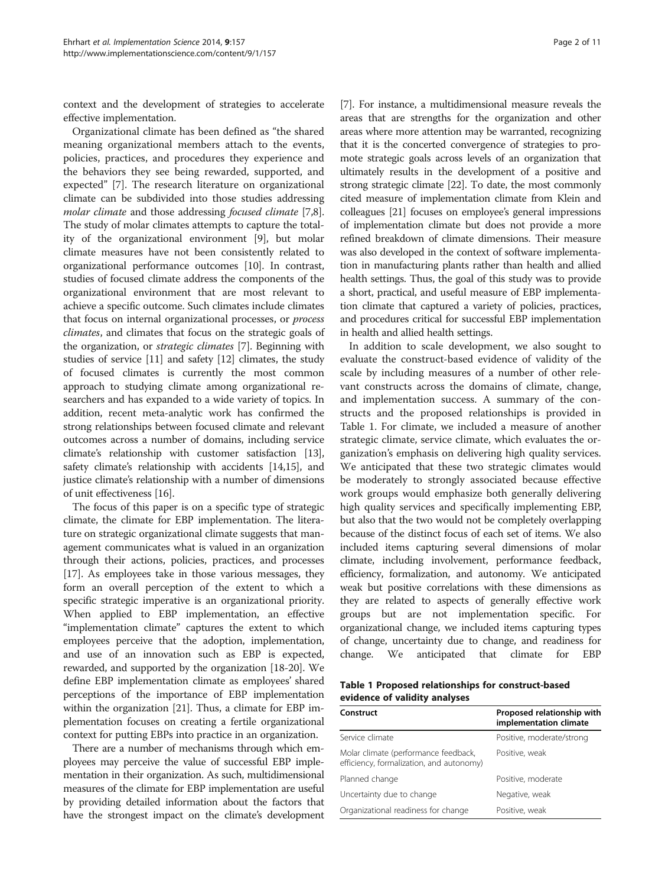context and the development of strategies to accelerate effective implementation.

Organizational climate has been defined as "the shared meaning organizational members attach to the events, policies, practices, and procedures they experience and the behaviors they see being rewarded, supported, and expected" [7]. The research literature on organizational climate can be subdivided into those studies addressing *molar climate* and those addressing *focused climate* [7,8]. The study of molar climates attempts to capture the totality of the organizational environment [9], but molar climate measures have not been consistently related to organizational performance outcomes [10]. In contrast, studies of focused climate address the components of the organizational environment that are most relevant to achieve a specific outcome. Such climates include climates that focus on internal organizational processes, or *process climates*, and climates that focus on the strategic goals of the organization, or *strategic climates* [7]. Beginning with studies of service [11] and safety [12] climates, the study of focused climates is currently the most common approach to studying climate among organizational researchers and has expanded to a wide variety of topics. In addition, recent meta-analytic work has confirmed the strong relationships between focused climate and relevant outcomes across a number of domains, including service climate's relationship with customer satisfaction [13], safety climate's relationship with accidents [14,15], and justice climate's relationship with a number of dimensions of unit effectiveness [16].

The focus of this paper is on a specific type of strategic climate, the climate for EBP implementation. The literature on strategic organizational climate suggests that management communicates what is valued in an organization through their actions, policies, practices, and processes [17]. As employees take in those various messages, they form an overall perception of the extent to which a specific strategic imperative is an organizational priority. When applied to EBP implementation, an effective "implementation climate" captures the extent to which employees perceive that the adoption, implementation, and use of an innovation such as EBP is expected, rewarded, and supported by the organization [18-20]. We define EBP implementation climate as employees' shared perceptions of the importance of EBP implementation within the organization [21]. Thus, a climate for EBP implementation focuses on creating a fertile organizational context for putting EBPs into practice in an organization.

There are a number of mechanisms through which employees may perceive the value of successful EBP implementation in their organization. As such, multidimensional measures of the climate for EBP implementation are useful by providing detailed information about the factors that have the strongest impact on the climate's development [7]. For instance, a multidimensional measure reveals the areas that are strengths for the organization and other areas where more attention may be warranted, recognizing that it is the concerted convergence of strategies to promote strategic goals across levels of an organization that ultimately results in the development of a positive and strong strategic climate [22]. To date, the most commonly cited measure of implementation climate from Klein and colleagues [21] focuses on employee's general impressions of implementation climate but does not provide a more refined breakdown of climate dimensions. Their measure was also developed in the context of software implementation in manufacturing plants rather than health and allied health settings. Thus, the goal of this study was to provide a short, practical, and useful measure of EBP implementation climate that captured a variety of policies, practices, and procedures critical for successful EBP implementation in health and allied health settings.

In addition to scale development, we also sought to evaluate the construct-based evidence of validity of the scale by including measures of a number of other relevant constructs across the domains of climate, change, and implementation success. A summary of the constructs and the proposed relationships is provided in Table 1. For climate, we included a measure of another strategic climate, service climate, which evaluates the organization's emphasis on delivering high quality services. We anticipated that these two strategic climates would be moderately to strongly associated because effective work groups would emphasize both generally delivering high quality services and specifically implementing EBP, but also that the two would not be completely overlapping because of the distinct focus of each set of items. We also included items capturing several dimensions of molar climate, including involvement, performance feedback, efficiency, formalization, and autonomy. We anticipated weak but positive correlations with these dimensions as they are related to aspects of generally effective work groups but are not implementation specific. For organizational change, we included items capturing types of change, uncertainty due to change, and readiness for change. We anticipated that climate for EBP

**Table 1 Proposed relationships for construct-based evidence of validity analyses**

| Construct | Proposed relationship with implementation climate |
|---|---|
| Service climate | Positive, moderate/strong |
| Molar climate (performance feedback, efficiency, formalization, and autonomy) | Positive, weak |
| Planned change | Positive, moderate |
| Uncertainty due to change | Negative, weak |
| Organizational readiness for change | Positive, weak |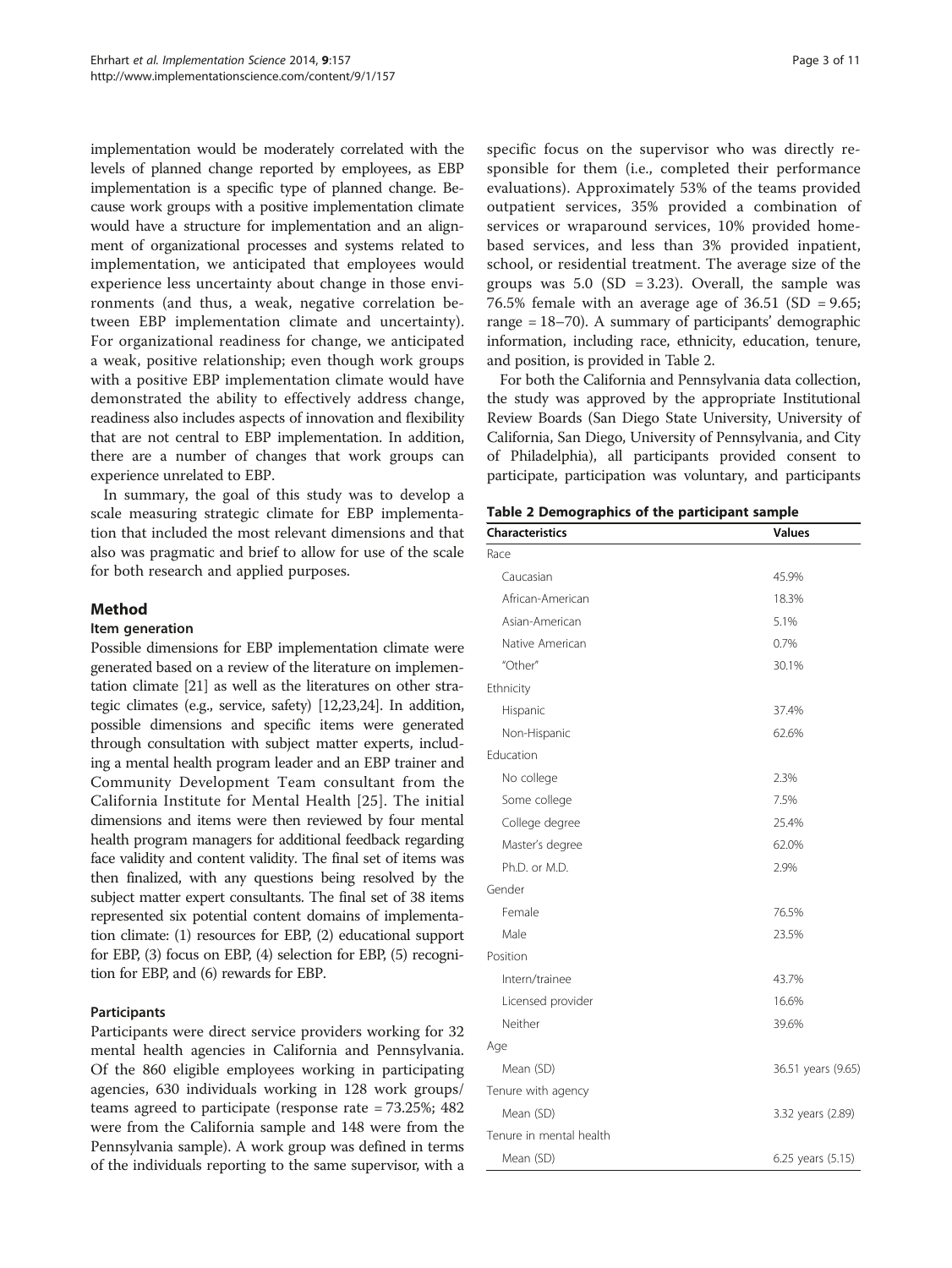implementation would be moderately correlated with the levels of planned change reported by employees, as EBP implementation is a specific type of planned change. Because work groups with a positive implementation climate would have a structure for implementation and an alignment of organizational processes and systems related to implementation, we anticipated that employees would experience less uncertainty about change in those environments (and thus, a weak, negative correlation between EBP implementation climate and uncertainty). For organizational readiness for change, we anticipated a weak, positive relationship; even though work groups with a positive EBP implementation climate would have demonstrated the ability to effectively address change, readiness also includes aspects of innovation and flexibility that are not central to EBP implementation. In addition, there are a number of changes that work groups can experience unrelated to EBP.

In summary, the goal of this study was to develop a scale measuring strategic climate for EBP implementation that included the most relevant dimensions and that also was pragmatic and brief to allow for use of the scale for both research and applied purposes.

## Method

### Item generation

Possible dimensions for EBP implementation climate were generated based on a review of the literature on implementation climate [21] as well as the literatures on other strategic climates (e.g., service, safety) [12,23,24]. In addition, possible dimensions and specific items were generated through consultation with subject matter experts, including a mental health program leader and an EBP trainer and Community Development Team consultant from the California Institute for Mental Health [25]. The initial dimensions and items were then reviewed by four mental health program managers for additional feedback regarding face validity and content validity. The final set of items was then finalized, with any questions being resolved by the subject matter expert consultants. The final set of 38 items represented six potential content domains of implementation climate: (1) resources for EBP, (2) educational support for EBP, (3) focus on EBP, (4) selection for EBP, (5) recognition for EBP, and (6) rewards for EBP.

### Participants

Participants were direct service providers working for 32 mental health agencies in California and Pennsylvania. Of the 860 eligible employees working in participating agencies, 630 individuals working in 128 work groups/teams agreed to participate (response rate = 73.25%; 482 were from the California sample and 148 were from the Pennsylvania sample). A work group was defined in terms of the individuals reporting to the same supervisor, with a specific focus on the supervisor who was directly responsible for them (i.e., completed their performance evaluations). Approximately 53% of the teams provided outpatient services, 35% provided a combination of services or wraparound services, 10% provided home-based services, and less than 3% provided inpatient, school, or residential treatment. The average size of the groups was 5.0 (SD = 3.23). Overall, the sample was 76.5% female with an average age of 36.51 (SD = 9.65; range = 18–70). A summary of participants' demographic information, including race, ethnicity, education, tenure, and position, is provided in Table 2.

For both the California and Pennsylvania data collection, the study was approved by the appropriate Institutional Review Boards (San Diego State University, University of California, San Diego, University of Pennsylvania, and City of Philadelphia), all participants provided consent to participate, participation was voluntary, and participants

**Table 2 Demographics of the participant sample**

| Characteristics | Values |
|---|---|
| Race | |
| Caucasian | 45.9% |
| African-American | 18.3% |
| Asian-American | 5.1% |
| Native American | 0.7% |
| "Other" | 30.1% |
| Ethnicity | |
| Hispanic | 37.4% |
| Non-Hispanic | 62.6% |
| Education | |
| No college | 2.3% |
| Some college | 7.5% |
| College degree | 25.4% |
| Master's degree | 62.0% |
| Ph.D. or M.D. | 2.9% |
| Gender | |
| Female | 76.5% |
| Male | 23.5% |
| Position | |
| Intern/trainee | 43.7% |
| Licensed provider | 16.6% |
| Neither | 39.6% |
| Age | |
| Mean (SD) | 36.51 years (9.65) |
| Tenure with agency | |
| Mean (SD) | 3.32 years (2.89) |
| Tenure in mental health | |
| Mean (SD) | 6.25 years (5.15) |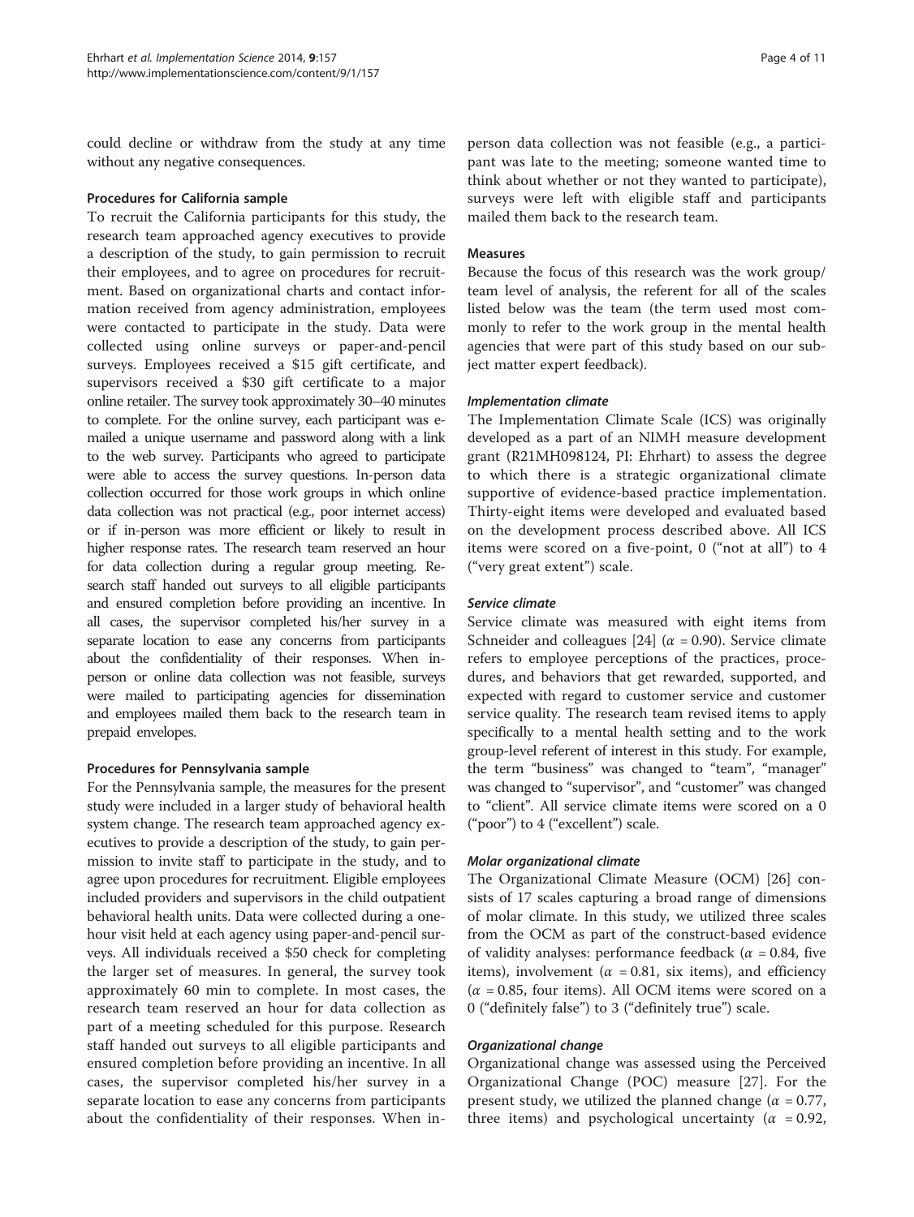could decline or withdraw from the study at any time without any negative consequences.

### Procedures for California sample

To recruit the California participants for this study, the research team approached agency executives to provide a description of the study, to gain permission to recruit their employees, and to agree on procedures for recruitment. Based on organizational charts and contact information received from agency administration, employees were contacted to participate in the study. Data were collected using online surveys or paper-and-pencil surveys. Employees received a $15 gift certificate, and supervisors received a $30 gift certificate to a major online retailer. The survey took approximately 30–40 minutes to complete. For the online survey, each participant was e-mailed a unique username and password along with a link to the web survey. Participants who agreed to participate were able to access the survey questions. In-person data collection occurred for those work groups in which online data collection was not practical (e.g., poor internet access) or if in-person was more efficient or likely to result in higher response rates. The research team reserved an hour for data collection during a regular group meeting. Research staff handed out surveys to all eligible participants and ensured completion before providing an incentive. In all cases, the supervisor completed his/her survey in a separate location to ease any concerns from participants about the confidentiality of their responses. When in-person or online data collection was not feasible, surveys were mailed to participating agencies for dissemination and employees mailed them back to the research team in prepaid envelopes.

### Procedures for Pennsylvania sample

For the Pennsylvania sample, the measures for the present study were included in a larger study of behavioral health system change. The research team approached agency executives to provide a description of the study, to gain permission to invite staff to participate in the study, and to agree upon procedures for recruitment. Eligible employees included providers and supervisors in the child outpatient behavioral health units. Data were collected during a one-hour visit held at each agency using paper-and-pencil surveys. All individuals received a $50 check for completing the larger set of measures. In general, the survey took approximately 60 min to complete. In most cases, the research team reserved an hour for data collection as part of a meeting scheduled for this purpose. Research staff handed out surveys to all eligible participants and ensured completion before providing an incentive. In all cases, the supervisor completed his/her survey in a separate location to ease any concerns from participants about the confidentiality of their responses. When in-person data collection was not feasible (e.g., a participant was late to the meeting; someone wanted time to think about whether or not they wanted to participate), surveys were left with eligible staff and participants mailed them back to the research team.

### Measures

Because the focus of this research was the work group/team level of analysis, the referent for all of the scales listed below was the team (the term used most commonly to refer to the work group in the mental health agencies that were part of this study based on our subject matter expert feedback).

#### *Implementation climate*

The Implementation Climate Scale (ICS) was originally developed as a part of an NIMH measure development grant (R21MH098124, PI: Ehrhart) to assess the degree to which there is a strategic organizational climate supportive of evidence-based practice implementation. Thirty-eight items were developed and evaluated based on the development process described above. All ICS items were scored on a five-point, 0 ("not at all") to 4 ("very great extent") scale.

#### *Service climate*

Service climate was measured with eight items from Schneider and colleagues [24] ($\alpha$ = 0.90). Service climate refers to employee perceptions of the practices, procedures, and behaviors that get rewarded, supported, and expected with regard to customer service and customer service quality. The research team revised items to apply specifically to a mental health setting and to the work group-level referent of interest in this study. For example, the term "business" was changed to "team", "manager" was changed to "supervisor", and "customer" was changed to "client". All service climate items were scored on a 0 ("poor") to 4 ("excellent") scale.

#### *Molar organizational climate*

The Organizational Climate Measure (OCM) [26] consists of 17 scales capturing a broad range of dimensions of molar climate. In this study, we utilized three scales from the OCM as part of the construct-based evidence of validity analyses: performance feedback ($\alpha$ = 0.84, five items), involvement ($\alpha$ = 0.81, six items), and efficiency ($\alpha$ = 0.85, four items). All OCM items were scored on a 0 ("definitely false") to 3 ("definitely true") scale.

#### *Organizational change*

Organizational change was assessed using the Perceived Organizational Change (POC) measure [27]. For the present study, we utilized the planned change ($\alpha$ = 0.77, three items) and psychological uncertainty ($\alpha$ = 0.92,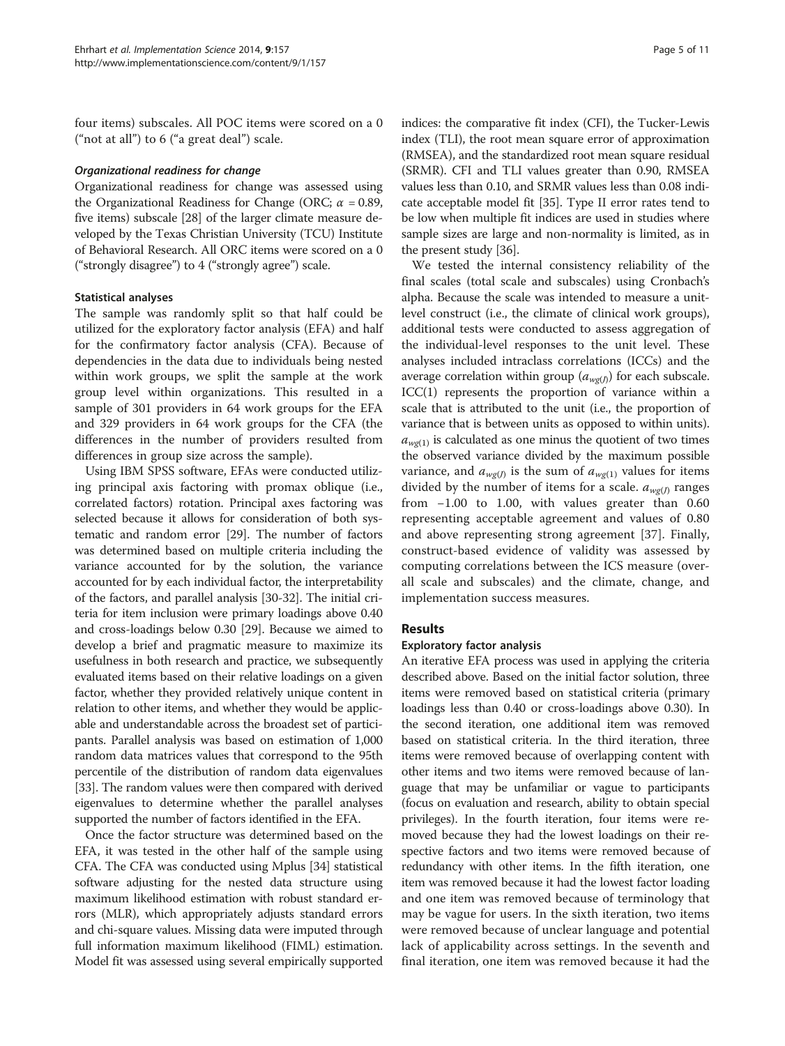four items) subscales. All POC items were scored on a 0 ("not at all") to 6 ("a great deal") scale.

#### *Organizational readiness for change*

Organizational readiness for change was assessed using the Organizational Readiness for Change (ORC; $\alpha = 0.89$, five items) subscale [28] of the larger climate measure developed by the Texas Christian University (TCU) Institute of Behavioral Research. All ORC items were scored on a 0 ("strongly disagree") to 4 ("strongly agree") scale.

### Statistical analyses

The sample was randomly split so that half could be utilized for the exploratory factor analysis (EFA) and half for the confirmatory factor analysis (CFA). Because of dependencies in the data due to individuals being nested within work groups, we split the sample at the work group level within organizations. This resulted in a sample of 301 providers in 64 work groups for the EFA and 329 providers in 64 work groups for the CFA (the differences in the number of providers resulted from differences in group size across the sample).

Using IBM SPSS software, EFAs were conducted utilizing principal axis factoring with promax oblique (i.e., correlated factors) rotation. Principal axes factoring was selected because it allows for consideration of both systematic and random error [29]. The number of factors was determined based on multiple criteria including the variance accounted for by the solution, the variance accounted for by each individual factor, the interpretability of the factors, and parallel analysis [30-32]. The initial criteria for item inclusion were primary loadings above 0.40 and cross-loadings below 0.30 [29]. Because we aimed to develop a brief and pragmatic measure to maximize its usefulness in both research and practice, we subsequently evaluated items based on their relative loadings on a given factor, whether they provided relatively unique content in relation to other items, and whether they would be applicable and understandable across the broadest set of participants. Parallel analysis was based on estimation of 1,000 random data matrices values that correspond to the 95th percentile of the distribution of random data eigenvalues [33]. The random values were then compared with derived eigenvalues to determine whether the parallel analyses supported the number of factors identified in the EFA.

Once the factor structure was determined based on the EFA, it was tested in the other half of the sample using CFA. The CFA was conducted using Mplus [34] statistical software adjusting for the nested data structure using maximum likelihood estimation with robust standard errors (MLR), which appropriately adjusts standard errors and chi-square values. Missing data were imputed through full information maximum likelihood (FIML) estimation. Model fit was assessed using several empirically supported indices: the comparative fit index (CFI), the Tucker-Lewis index (TLI), the root mean square error of approximation (RMSEA), and the standardized root mean square residual (SRMR). CFI and TLI values greater than 0.90, RMSEA values less than 0.10, and SRMR values less than 0.08 indicate acceptable model fit [35]. Type II error rates tend to be low when multiple fit indices are used in studies where sample sizes are large and non-normality is limited, as in the present study [36].

We tested the internal consistency reliability of the final scales (total scale and subscales) using Cronbach's alpha. Because the scale was intended to measure a unit-level construct (i.e., the climate of clinical work groups), additional tests were conducted to assess aggregation of the individual-level responses to the unit level. These analyses included intraclass correlations (ICCs) and the average correlation within group ($a_{wg(J)}$) for each subscale. ICC(1) represents the proportion of variance within a scale that is attributed to the unit (i.e., the proportion of variance that is between units as opposed to within units). $a_{wg(1)}$ is calculated as one minus the quotient of two times the observed variance divided by the maximum possible variance, and $a_{wg(J)}$ is the sum of $a_{wg(1)}$ values for items divided by the number of items for a scale. $a_{wg(J)}$ ranges from −1.00 to 1.00, with values greater than 0.60 representing acceptable agreement and values of 0.80 and above representing strong agreement [37]. Finally, construct-based evidence of validity was assessed by computing correlations between the ICS measure (overall scale and subscales) and the climate, change, and implementation success measures.

## Results

### Exploratory factor analysis

An iterative EFA process was used in applying the criteria described above. Based on the initial factor solution, three items were removed based on statistical criteria (primary loadings less than 0.40 or cross-loadings above 0.30). In the second iteration, one additional item was removed based on statistical criteria. In the third iteration, three items were removed because of overlapping content with other items and two items were removed because of language that may be unfamiliar or vague to participants (focus on evaluation and research, ability to obtain special privileges). In the fourth iteration, four items were removed because they had the lowest loadings on their respective factors and two items were removed because of redundancy with other items. In the fifth iteration, one item was removed because it had the lowest factor loading and one item was removed because of terminology that may be vague for users. In the sixth iteration, two items were removed because of unclear language and potential lack of applicability across settings. In the seventh and final iteration, one item was removed because it had the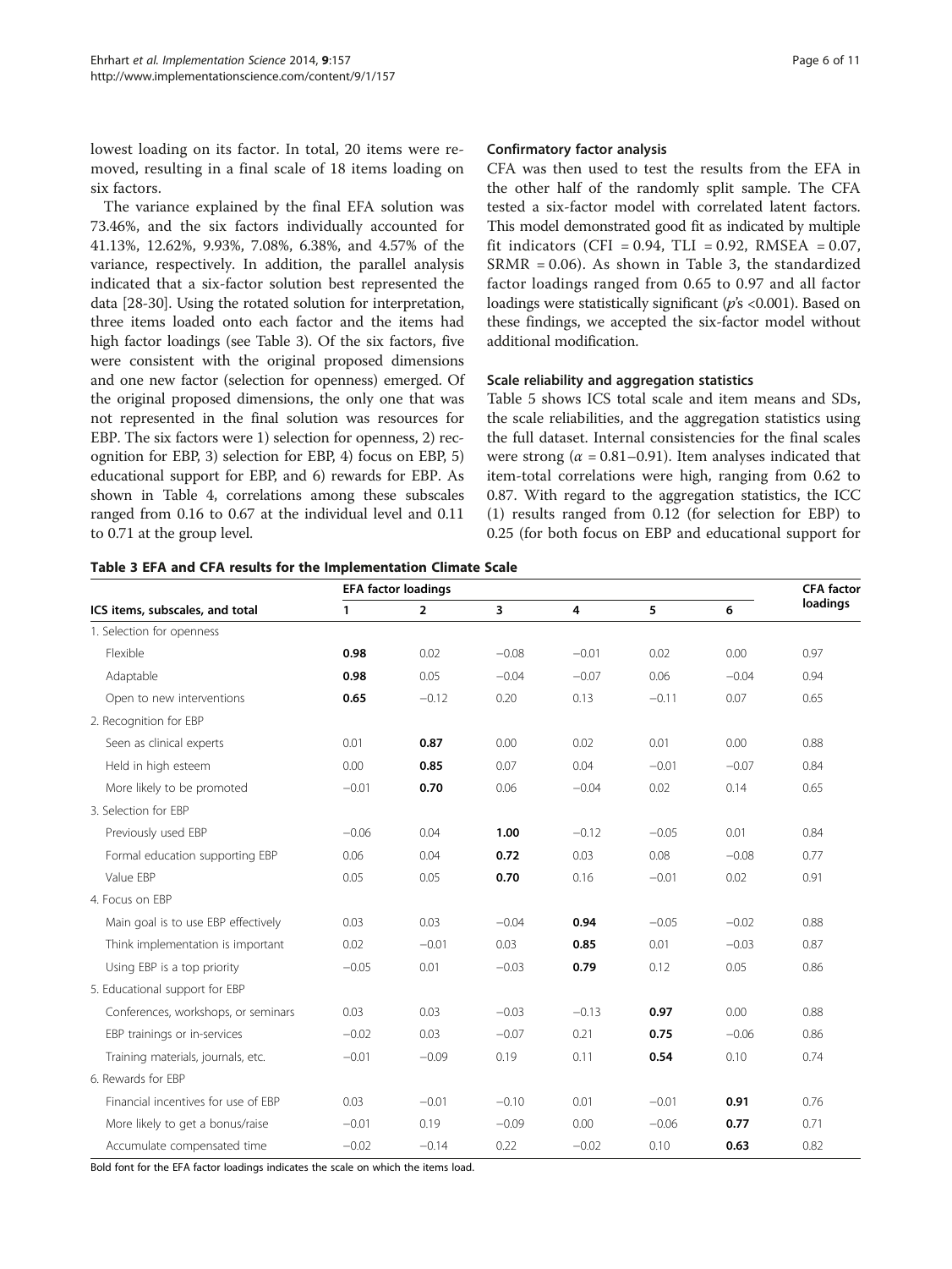lowest loading on its factor. In total, 20 items were removed, resulting in a final scale of 18 items loading on six factors.

The variance explained by the final EFA solution was 73.46%, and the six factors individually accounted for 41.13%, 12.62%, 9.93%, 7.08%, 6.38%, and 4.57% of the variance, respectively. In addition, the parallel analysis indicated that a six-factor solution best represented the data [28-30]. Using the rotated solution for interpretation, three items loaded onto each factor and the items had high factor loadings (see Table 3). Of the six factors, five were consistent with the original proposed dimensions and one new factor (selection for openness) emerged. Of the original proposed dimensions, the only one that was not represented in the final solution was resources for EBP. The six factors were 1) selection for openness, 2) recognition for EBP, 3) selection for EBP, 4) focus on EBP, 5) educational support for EBP, and 6) rewards for EBP. As shown in Table 4, correlations among these subscales ranged from 0.16 to 0.67 at the individual level and 0.11 to 0.71 at the group level.

#### Confirmatory factor analysis

CFA was then used to test the results from the EFA in the other half of the randomly split sample. The CFA tested a six-factor model with correlated latent factors. This model demonstrated good fit as indicated by multiple fit indicators (CFI = 0.94, TLI = 0.92, RMSEA = 0.07, SRMR = 0.06). As shown in Table 3, the standardized factor loadings ranged from 0.65 to 0.97 and all factor loadings were statistically significant ($p$'s <0.001). Based on these findings, we accepted the six-factor model without additional modification.

#### Scale reliability and aggregation statistics

Table 5 shows ICS total scale and item means and SDs, the scale reliabilities, and the aggregation statistics using the full dataset. Internal consistencies for the final scales were strong ($\alpha$ = 0.81–0.91). Item analyses indicated that item-total correlations were high, ranging from 0.62 to 0.87. With regard to the aggregation statistics, the ICC (1) results ranged from 0.12 (for selection for EBP) to 0.25 (for both focus on EBP and educational support for

**Table 3 EFA and CFA results for the Implementation Climate Scale**

| ICS items, subscales, and total | EFA factor loadings | | | | | | CFA factor loadings |
|---|---|---|---|---|---|---|---|
| | 1 | 2 | 3 | 4 | 5 | 6 | |
| 1. Selection for openness | | | | | | | |
| Flexible | **0.98** | 0.02 | −0.08 | −0.01 | 0.02 | 0.00 | 0.97 |
| Adaptable | **0.98** | 0.05 | −0.04 | −0.07 | 0.06 | −0.04 | 0.94 |
| Open to new interventions | **0.65** | −0.12 | 0.20 | 0.13 | −0.11 | 0.07 | 0.65 |
| 2. Recognition for EBP | | | | | | | |
| Seen as clinical experts | 0.01 | **0.87** | 0.00 | 0.02 | 0.01 | 0.00 | 0.88 |
| Held in high esteem | 0.00 | **0.85** | 0.07 | 0.04 | −0.01 | −0.07 | 0.84 |
| More likely to be promoted | −0.01 | **0.70** | 0.06 | −0.04 | 0.02 | 0.14 | 0.65 |
| 3. Selection for EBP | | | | | | | |
| Previously used EBP | −0.06 | 0.04 | **1.00** | −0.12 | −0.05 | 0.01 | 0.84 |
| Formal education supporting EBP | 0.06 | 0.04 | **0.72** | 0.03 | 0.08 | −0.08 | 0.77 |
| Value EBP | 0.05 | 0.05 | **0.70** | 0.16 | −0.01 | 0.02 | 0.91 |
| 4. Focus on EBP | | | | | | | |
| Main goal is to use EBP effectively | 0.03 | 0.03 | −0.04 | **0.94** | −0.05 | −0.02 | 0.88 |
| Think implementation is important | 0.02 | −0.01 | 0.03 | **0.85** | 0.01 | −0.03 | 0.87 |
| Using EBP is a top priority | −0.05 | 0.01 | −0.03 | **0.79** | 0.12 | 0.05 | 0.86 |
| 5. Educational support for EBP | | | | | | | |
| Conferences, workshops, or seminars | 0.03 | 0.03 | −0.03 | −0.13 | **0.97** | 0.00 | 0.88 |
| EBP trainings or in-services | −0.02 | 0.03 | −0.07 | 0.21 | **0.75** | −0.06 | 0.86 |
| Training materials, journals, etc. | −0.01 | −0.09 | 0.19 | 0.11 | **0.54** | 0.10 | 0.74 |
| 6. Rewards for EBP | | | | | | | |
| Financial incentives for use of EBP | 0.03 | −0.01 | −0.10 | 0.01 | −0.01 | **0.91** | 0.76 |
| More likely to get a bonus/raise | −0.01 | 0.19 | −0.09 | 0.00 | −0.06 | **0.77** | 0.71 |
| Accumulate compensated time | −0.02 | −0.14 | 0.22 | −0.02 | 0.10 | **0.63** | 0.82 |

Bold font for the EFA factor loadings indicates the scale on which the items load.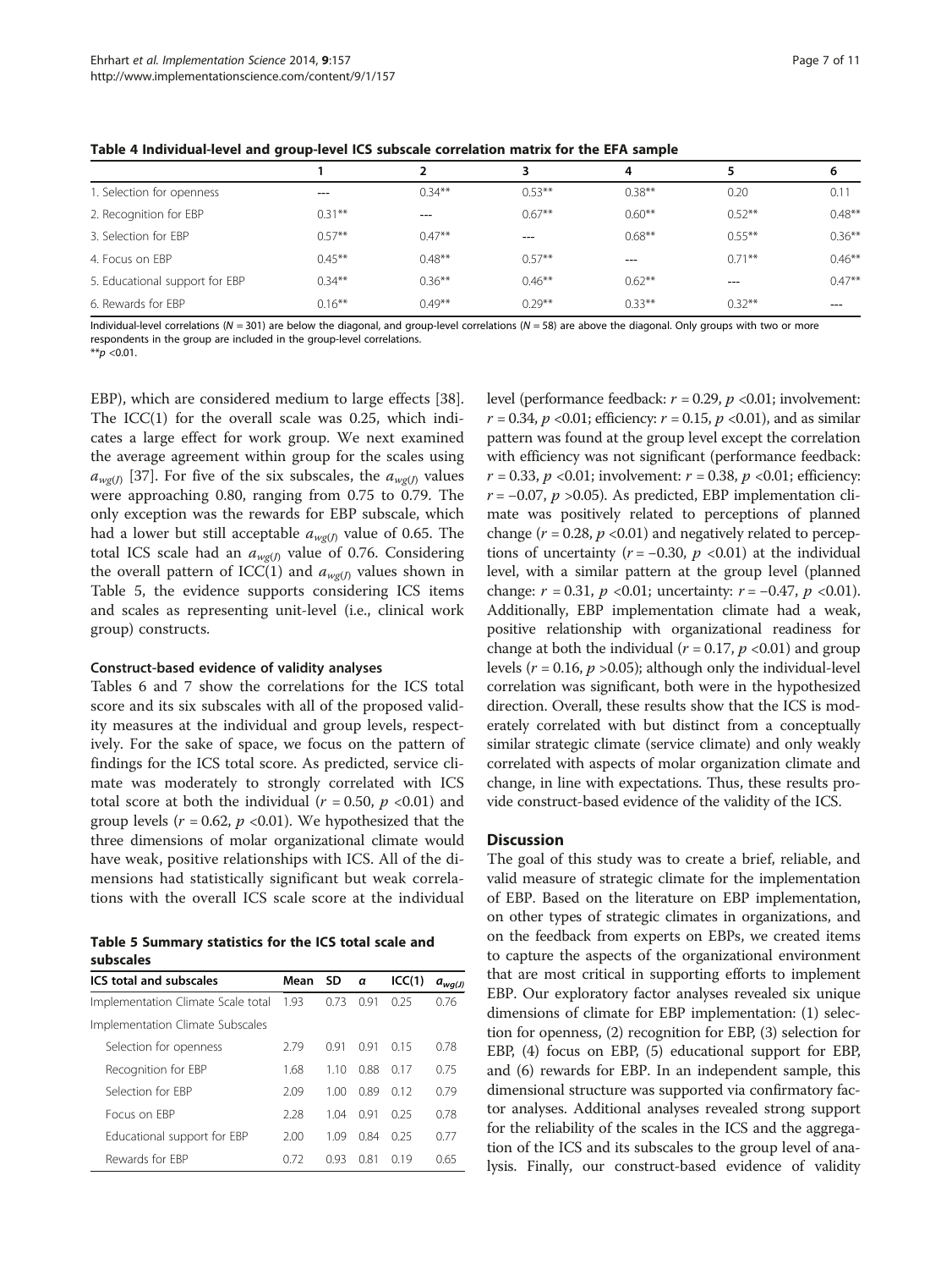**Table 4 Individual-level and group-level ICS subscale correlation matrix for the EFA sample**

| | 1 | 2 | 3 | 4 | 5 | 6 |
|---|---|---|---|---|---|---|
| 1. Selection for openness | --- | 0.34** | 0.53** | 0.38** | 0.20 | 0.11 |
| 2. Recognition for EBP | 0.31** | --- | 0.67** | 0.60** | 0.52** | 0.48** |
| 3. Selection for EBP | 0.57** | 0.47** | --- | 0.68** | 0.55** | 0.36** |
| 4. Focus on EBP | 0.45** | 0.48** | 0.57** | --- | 0.71** | 0.46** |
| 5. Educational support for EBP | 0.34** | 0.36** | 0.46** | 0.62** | --- | 0.47** |
| 6. Rewards for EBP | 0.16** | 0.49** | 0.29** | 0.33** | 0.32** | --- |

Individual-level correlations ($N = 301$) are below the diagonal, and group-level correlations ($N = 58$) are above the diagonal. Only groups with two or more respondents in the group are included in the group-level correlations.
**$p$ <0.01.

EBP), which are considered medium to large effects [38]. The ICC(1) for the overall scale was 0.25, which indicates a large effect for work group. We next examined the average agreement within group for the scales using $a_{wg(J)}$ [37]. For five of the six subscales, the $a_{wg(J)}$ values were approaching 0.80, ranging from 0.75 to 0.79. The only exception was the rewards for EBP subscale, which had a lower but still acceptable $a_{wg(J)}$ value of 0.65. The total ICS scale had an $a_{wg(J)}$ value of 0.76. Considering the overall pattern of ICC(1) and $a_{wg(J)}$ values shown in Table 5, the evidence supports considering ICS items and scales as representing unit-level (i.e., clinical work group) constructs.

#### Construct-based evidence of validity analyses

Tables 6 and 7 show the correlations for the ICS total score and its six subscales with all of the proposed validity measures at the individual and group levels, respectively. For the sake of space, we focus on the pattern of findings for the ICS total score. As predicted, service climate was moderately to strongly correlated with ICS total score at both the individual ($r = 0.50$, $p$ <0.01) and group levels ($r = 0.62$, $p$ <0.01). We hypothesized that the three dimensions of molar organizational climate would have weak, positive relationships with ICS. All of the dimensions had statistically significant but weak correlations with the overall ICS scale score at the individual level (performance feedback: $r = 0.29$, $p$ <0.01; involvement: $r = 0.34$, $p$ <0.01; efficiency: $r = 0.15$, $p$ <0.01), and as similar pattern was found at the group level except the correlation with efficiency was not significant (performance feedback: $r = 0.33$, $p$ <0.01; involvement: $r = 0.38$, $p$ <0.01; efficiency: $r = -0.07$, $p$ >0.05). As predicted, EBP implementation climate was positively related to perceptions of planned change ($r = 0.28$, $p$ <0.01) and negatively related to perceptions of uncertainty ($r = -0.30$, $p$ <0.01) at the individual level, with a similar pattern at the group level (planned change: $r = 0.31$, $p$ <0.01; uncertainty: $r = -0.47$, $p$ <0.01). Additionally, EBP implementation climate had a weak, positive relationship with organizational readiness for change at both the individual ($r = 0.17$, $p$ <0.01) and group levels ($r = 0.16$, $p$ >0.05); although only the individual-level correlation was significant, both were in the hypothesized direction. Overall, these results show that the ICS is moderately correlated with but distinct from a conceptually similar strategic climate (service climate) and only weakly correlated with aspects of molar organization climate and change, in line with expectations. Thus, these results provide construct-based evidence of the validity of the ICS.

**Table 5 Summary statistics for the ICS total scale and subscales**

| ICS total and subscales | Mean | SD | α | ICC(1) | $a_{wg(J)}$ |
|---|---|---|---|---|---|
| Implementation Climate Scale total | 1.93 | 0.73 | 0.91 | 0.25 | 0.76 |
| Implementation Climate Subscales | | | | | |
| Selection for openness | 2.79 | 0.91 | 0.91 | 0.15 | 0.78 |
| Recognition for EBP | 1.68 | 1.10 | 0.88 | 0.17 | 0.75 |
| Selection for EBP | 2.09 | 1.00 | 0.89 | 0.12 | 0.79 |
| Focus on EBP | 2.28 | 1.04 | 0.91 | 0.25 | 0.78 |
| Educational support for EBP | 2.00 | 1.09 | 0.84 | 0.25 | 0.77 |
| Rewards for EBP | 0.72 | 0.93 | 0.81 | 0.19 | 0.65 |

## Discussion

The goal of this study was to create a brief, reliable, and valid measure of strategic climate for the implementation of EBP. Based on the literature on EBP implementation, on other types of strategic climates in organizations, and on the feedback from experts on EBPs, we created items to capture the aspects of the organizational environment that are most critical in supporting efforts to implement EBP. Our exploratory factor analyses revealed six unique dimensions of climate for EBP implementation: (1) selection for openness, (2) recognition for EBP, (3) selection for EBP, (4) focus on EBP, (5) educational support for EBP, and (6) rewards for EBP. In an independent sample, this dimensional structure was supported via confirmatory factor analyses. Additional analyses revealed strong support for the reliability of the scales in the ICS and the aggregation of the ICS and its subscales to the group level of analysis. Finally, our construct-based evidence of validity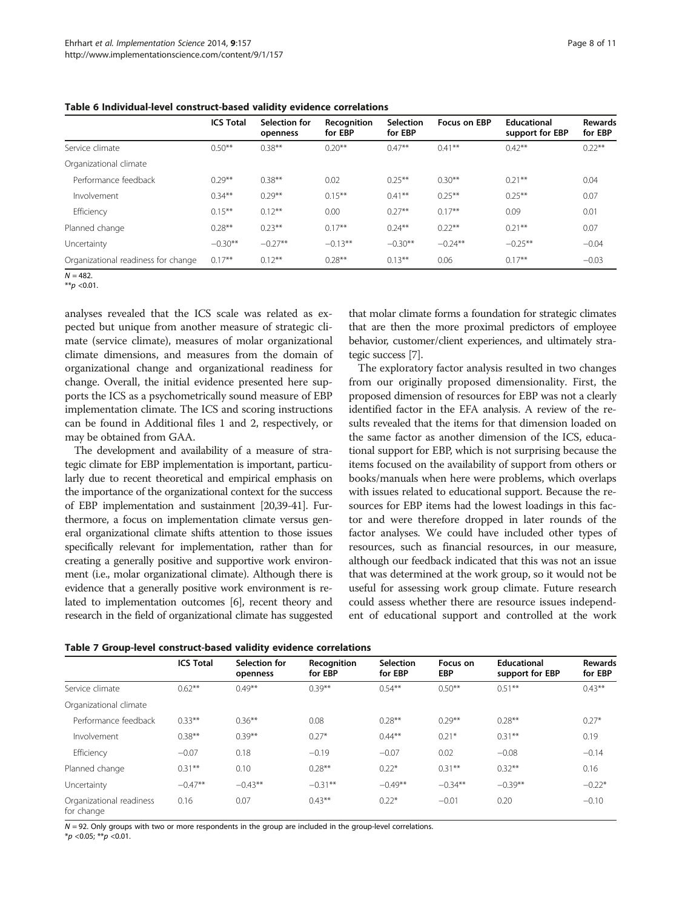**Table 6 Individual-level construct-based validity evidence correlations**

| | ICS Total | Selection for openness | Recognition for EBP | Selection for EBP | Focus on EBP | Educational support for EBP | Rewards for EBP |
|---|---|---|---|---|---|---|---|
| Service climate | 0.50** | 0.38** | 0.20** | 0.47** | 0.41** | 0.42** | 0.22** |
| Organizational climate | | | | | | | |
| Performance feedback | 0.29** | 0.38** | 0.02 | 0.25** | 0.30** | 0.21** | 0.04 |
| Involvement | 0.34** | 0.29** | 0.15** | 0.41** | 0.25** | 0.25** | 0.07 |
| Efficiency | 0.15** | 0.12** | 0.00 | 0.27** | 0.17** | 0.09 | 0.01 |
| Planned change | 0.28** | 0.23** | 0.17** | 0.24** | 0.22** | 0.21** | 0.07 |
| Uncertainty | −0.30** | −0.27** | −0.13** | −0.30** | −0.24** | −0.25** | −0.04 |
| Organizational readiness for change | 0.17** | 0.12** | 0.28** | 0.13** | 0.06 | 0.17** | −0.03 |

$N = 482$.
** $p < 0.01$.

analyses revealed that the ICS scale was related as expected but unique from another measure of strategic climate (service climate), measures of molar organizational climate dimensions, and measures from the domain of organizational change and organizational readiness for change. Overall, the initial evidence presented here supports the ICS as a psychometrically sound measure of EBP implementation climate. The ICS and scoring instructions can be found in Additional files 1 and 2, respectively, or may be obtained from GAA.

The development and availability of a measure of strategic climate for EBP implementation is important, particularly due to recent theoretical and empirical emphasis on the importance of the organizational context for the success of EBP implementation and sustainment [20,39-41]. Furthermore, a focus on implementation climate versus general organizational climate shifts attention to those issues specifically relevant for implementation, rather than for creating a generally positive and supportive work environment (i.e., molar organizational climate). Although there is evidence that a generally positive work environment is related to implementation outcomes [6], recent theory and research in the field of organizational climate has suggested that molar climate forms a foundation for strategic climates that are then the more proximal predictors of employee behavior, customer/client experiences, and ultimately strategic success [7].

The exploratory factor analysis resulted in two changes from our originally proposed dimensionality. First, the proposed dimension of resources for EBP was not a clearly identified factor in the EFA analysis. A review of the results revealed that the items for that dimension loaded on the same factor as another dimension of the ICS, educational support for EBP, which is not surprising because the items focused on the availability of support from others or books/manuals when here were problems, which overlaps with issues related to educational support. Because the resources for EBP items had the lowest loadings in this factor and were therefore dropped in later rounds of the factor analyses. We could have included other types of resources, such as financial resources, in our measure, although our feedback indicated that this was not an issue that was determined at the work group, so it would not be useful for assessing work group climate. Future research could assess whether there are resource issues independent of educational support and controlled at the work

**Table 7 Group-level construct-based validity evidence correlations**

| | ICS Total | Selection for openness | Recognition for EBP | Selection for EBP | Focus on EBP | Educational support for EBP | Rewards for EBP |
|---|---|---|---|---|---|---|---|
| Service climate | 0.62** | 0.49** | 0.39** | 0.54** | 0.50** | 0.51** | 0.43** |
| Organizational climate | | | | | | | |
| Performance feedback | 0.33** | 0.36** | 0.08 | 0.28** | 0.29** | 0.28** | 0.27* |
| Involvement | 0.38** | 0.39** | 0.27* | 0.44** | 0.21* | 0.31** | 0.19 |
| Efficiency | −0.07 | 0.18 | −0.19 | −0.07 | 0.02 | −0.08 | −0.14 |
| Planned change | 0.31** | 0.10 | 0.28** | 0.22* | 0.31** | 0.32** | 0.16 |
| Uncertainty | −0.47** | −0.43** | −0.31** | −0.49** | −0.34** | −0.39** | −0.22* |
| Organizational readiness for change | 0.16 | 0.07 | 0.43** | 0.22* | −0.01 | 0.20 | −0.10 |

$N = 92$. Only groups with two or more respondents in the group are included in the group-level correlations.
* $p < 0.05$; ** $p < 0.01$.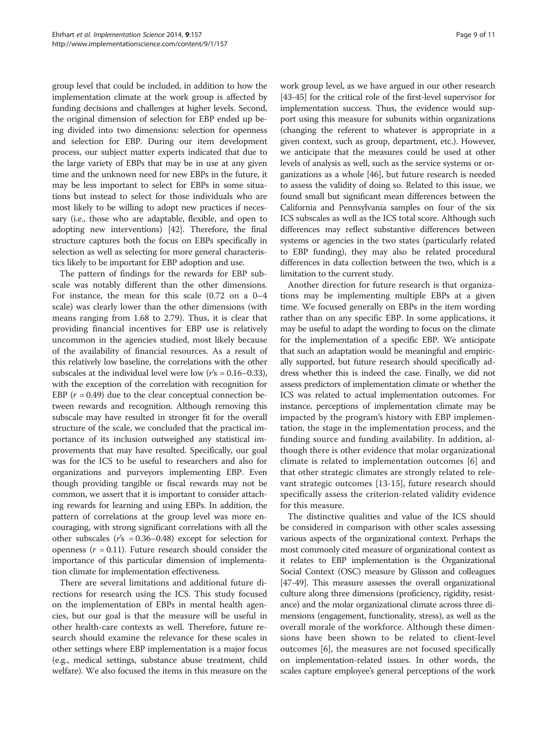group level that could be included, in addition to how the implementation climate at the work group is affected by funding decisions and challenges at higher levels. Second, the original dimension of selection for EBP ended up being divided into two dimensions: selection for openness and selection for EBP. During our item development process, our subject matter experts indicated that due to the large variety of EBPs that may be in use at any given time and the unknown need for new EBPs in the future, it may be less important to select for EBPs in some situations but instead to select for those individuals who are most likely to be willing to adopt new practices if necessary (i.e., those who are adaptable, flexible, and open to adopting new interventions) [42]. Therefore, the final structure captures both the focus on EBPs specifically in selection as well as selecting for more general characteristics likely to be important for EBP adoption and use.

The pattern of findings for the rewards for EBP subscale was notably different than the other dimensions. For instance, the mean for this scale (0.72 on a 0–4 scale) was clearly lower than the other dimensions (with means ranging from 1.68 to 2.79). Thus, it is clear that providing financial incentives for EBP use is relatively uncommon in the agencies studied, most likely because of the availability of financial resources. As a result of this relatively low baseline, the correlations with the other subscales at the individual level were low ($r$'s = 0.16–0.33), with the exception of the correlation with recognition for EBP ($r$ = 0.49) due to the clear conceptual connection between rewards and recognition. Although removing this subscale may have resulted in stronger fit for the overall structure of the scale, we concluded that the practical importance of its inclusion outweighed any statistical improvements that may have resulted. Specifically, our goal was for the ICS to be useful to researchers and also for organizations and purveyors implementing EBP. Even though providing tangible or fiscal rewards may not be common, we assert that it is important to consider attaching rewards for learning and using EBPs. In addition, the pattern of correlations at the group level was more encouraging, with strong significant correlations with all the other subscales ($r$'s = 0.36–0.48) except for selection for openness ($r$ = 0.11). Future research should consider the importance of this particular dimension of implementation climate for implementation effectiveness.

There are several limitations and additional future directions for research using the ICS. This study focused on the implementation of EBPs in mental health agencies, but our goal is that the measure will be useful in other health-care contexts as well. Therefore, future research should examine the relevance for these scales in other settings where EBP implementation is a major focus (e.g., medical settings, substance abuse treatment, child welfare). We also focused the items in this measure on the work group level, as we have argued in our other research [43-45] for the critical role of the first-level supervisor for implementation success. Thus, the evidence would support using this measure for subunits within organizations (changing the referent to whatever is appropriate in a given context, such as group, department, etc.). However, we anticipate that the measures could be used at other levels of analysis as well, such as the service systems or organizations as a whole [46], but future research is needed to assess the validity of doing so. Related to this issue, we found small but significant mean differences between the California and Pennsylvania samples on four of the six ICS subscales as well as the ICS total score. Although such differences may reflect substantive differences between systems or agencies in the two states (particularly related to EBP funding), they may also be related procedural differences in data collection between the two, which is a limitation to the current study.

Another direction for future research is that organizations may be implementing multiple EBPs at a given time. We focused generally on EBPs in the item wording rather than on any specific EBP. In some applications, it may be useful to adapt the wording to focus on the climate for the implementation of a specific EBP. We anticipate that such an adaptation would be meaningful and empirically supported, but future research should specifically address whether this is indeed the case. Finally, we did not assess predictors of implementation climate or whether the ICS was related to actual implementation outcomes. For instance, perceptions of implementation climate may be impacted by the program's history with EBP implementation, the stage in the implementation process, and the funding source and funding availability. In addition, although there is other evidence that molar organizational climate is related to implementation outcomes [6] and that other strategic climates are strongly related to relevant strategic outcomes [13-15], future research should specifically assess the criterion-related validity evidence for this measure.

The distinctive qualities and value of the ICS should be considered in comparison with other scales assessing various aspects of the organizational context. Perhaps the most commonly cited measure of organizational context as it relates to EBP implementation is the Organizational Social Context (OSC) measure by Glisson and colleagues [47-49]. This measure assesses the overall organizational culture along three dimensions (proficiency, rigidity, resistance) and the molar organizational climate across three dimensions (engagement, functionality, stress), as well as the overall morale of the workforce. Although these dimensions have been shown to be related to client-level outcomes [6], the measures are not focused specifically on implementation-related issues. In other words, the scales capture employee's general perceptions of the work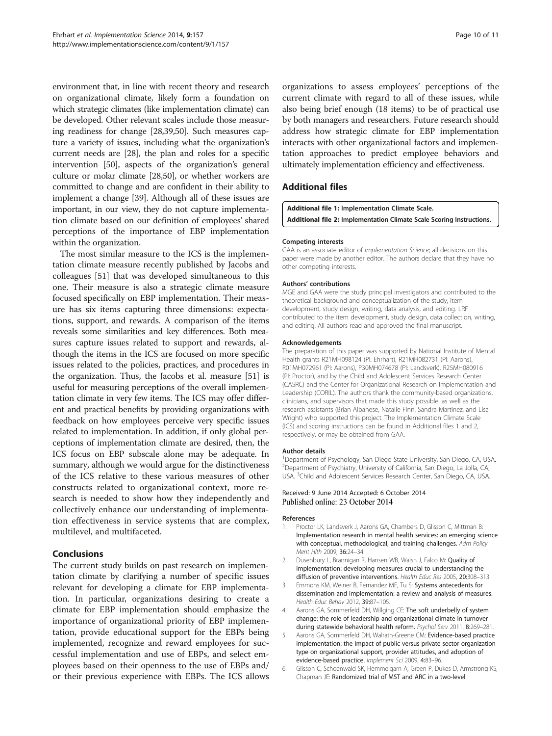environment that, in line with recent theory and research on organizational climate, likely form a foundation on which strategic climates (like implementation climate) can be developed. Other relevant scales include those measuring readiness for change [28,39,50]. Such measures capture a variety of issues, including what the organization's current needs are [28], the plan and roles for a specific intervention [50], aspects of the organization's general culture or molar climate [28,50], or whether workers are committed to change and are confident in their ability to implement a change [39]. Although all of these issues are important, in our view, they do not capture implementation climate based on our definition of employees' shared perceptions of the importance of EBP implementation within the organization.

The most similar measure to the ICS is the implementation climate measure recently published by Jacobs and colleagues [51] that was developed simultaneous to this one. Their measure is also a strategic climate measure focused specifically on EBP implementation. Their measure has six items capturing three dimensions: expectations, support, and rewards. A comparison of the items reveals some similarities and key differences. Both measures capture issues related to support and rewards, although the items in the ICS are focused on more specific issues related to the policies, practices, and procedures in the organization. Thus, the Jacobs et al. measure [51] is useful for measuring perceptions of the overall implementation climate in very few items. The ICS may offer different and practical benefits by providing organizations with feedback on how employees perceive very specific issues related to implementation. In addition, if only global perceptions of implementation climate are desired, then, the ICS focus on EBP subscale alone may be adequate. In summary, although we would argue for the distinctiveness of the ICS relative to these various measures of other constructs related to organizational context, more research is needed to show how they independently and collectively enhance our understanding of implementation effectiveness in service systems that are complex, multilevel, and multifaceted.

## Conclusions

The current study builds on past research on implementation climate by clarifying a number of specific issues relevant for developing a climate for EBP implementation. In particular, organizations desiring to create a climate for EBP implementation should emphasize the importance of organizational priority of EBP implementation, provide educational support for the EBPs being implemented, recognize and reward employees for successful implementation and use of EBPs, and select employees based on their openness to the use of EBPs and/or their previous experience with EBPs. The ICS allows organizations to assess employees' perceptions of the current climate with regard to all of these issues, while also being brief enough (18 items) to be of practical use by both managers and researchers. Future research should address how strategic climate for EBP implementation interacts with other organizational factors and implementation approaches to predict employee behaviors and ultimately implementation efficiency and effectiveness.

## Additional files

**Additional file 1:** Implementation Climate Scale.

**Additional file 2:** Implementation Climate Scale Scoring Instructions.

#### Competing interests

GAA is an associate editor of *Implementation Science*; all decisions on this paper were made by another editor. The authors declare that they have no other competing interests.

#### Authors' contributions

MGE and GAA were the study principal investigators and contributed to the theoretical background and conceptualization of the study, item development, study design, writing, data analysis, and editing. LRF contributed to the item development, study design, data collection, writing, and editing. All authors read and approved the final manuscript.

#### Acknowledgements

The preparation of this paper was supported by National Institute of Mental Health grants R21MH098124 (PI: Ehrhart), R21MH082731 (PI: Aarons), R01MH072961 (PI: Aarons), P30MH074678 (PI: Landsverk), R25MH080916 (PI: Proctor), and by the Child and Adolescent Services Research Center (CASRC) and the Center for Organizational Research on Implementation and Leadership (CORIL). The authors thank the community-based organizations, clinicians, and supervisors that made this study possible, as well as the research assistants (Brian Albanese, Natalie Finn, Sandra Martinez, and Lisa Wright) who supported this project. The Implementation Climate Scale (ICS) and scoring instructions can be found in Additional files 1 and 2, respectively, or may be obtained from GAA.

#### Author details

[1]Department of Psychology, San Diego State University, San Diego, CA, USA. [2]Department of Psychiatry, University of California, San Diego, La Jolla, CA, USA. [3]Child and Adolescent Services Research Center, San Diego, CA, USA.

Received: 9 June 2014 Accepted: 6 October 2014
Published online: 23 October 2014

#### References

1. Proctor LK, Landsverk J, Aarons GA, Chambers D, Glisson C, Mittman B: **Implementation research in mental health services: an emerging science with conceptual, methodological, and training challenges.** *Adm Policy Ment Hlth* 2009, **36:**24–34.
2. Dusenbury L, Brannigan R, Hansen WB, Walsh J, Falco M: **Quality of implementation: developing measures crucial to understanding the diffusion of preventive interventions.** *Health Educ Res* 2005, **20:**308–313.
3. Emmons KM, Weiner B, Fernandez ME, Tu S: **Systems antecedents for dissemination and implementation: a review and analysis of measures.** *Health Educ Behav* 2012, **39:**87–105.
4. Aarons GA, Sommerfeld DH, Willging CE: **The soft underbelly of system change: the role of leadership and organizational climate in turnover during statewide behavioral health reform.** *Psychol Serv* 2011, **8:**269–281.
5. Aarons GA, Sommerfeld DH, Walrath-Greene CM: **Evidence-based practice implementation: the impact of public versus private sector organization type on organizational support, provider attitudes, and adoption of evidence-based practice.** *Implement Sci* 2009, **4:**83–96.
6. Glisson C, Schoenwald SK, Hemmelgarn A, Green P, Dukes D, Armstrong KS, Chapman JE: **Randomized trial of MST and ARC in a two-level**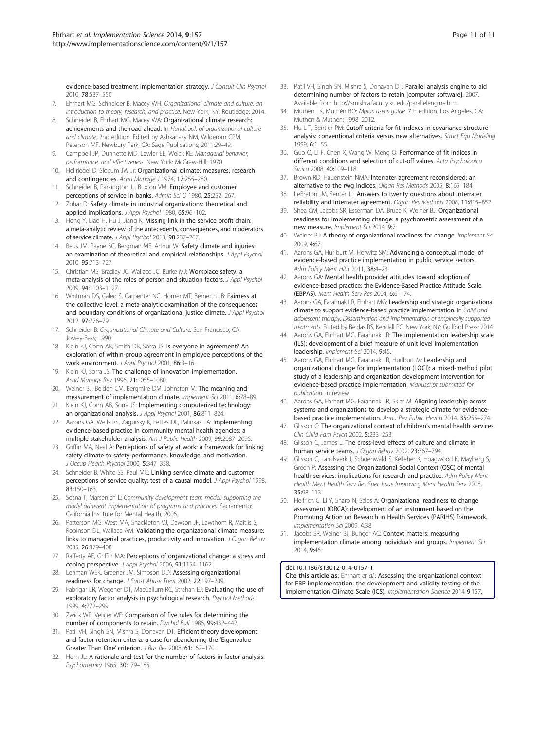evidence-based treatment implementation strategy. *J Consult Clin Psychol* 2010, **78:**537–550.

7. Ehrhart MG, Schneider B, Macey WH: *Organizational climate and culture: an introduction to theory, research, and practice.* New York, NY: Routledge; 2014.
8. Schneider B, Ehrhart MG, Macey WA: **Organizational climate research: achievements and the road ahead.** In *Handbook of organizational culture and climate.* 2nd edition. Edited by Ashkanasy NM, Wilderom CPM, Peterson MF. Newbury Park, CA: Sage Publications; 2011:29–49.
9. Campbell JP, Dunnette MD, Lawler EE, Weick KE: *Managerial behavior, performance, and effectiveness.* New York: McGraw-Hill; 1970.
10. Hellriegel D, Slocum JW Jr: **Organizational climate: measures, research and contingencies.** *Acad Manage J* 1974, **17:**255–280.
11. Schneider B, Parkington JJ, Buxton VM: **Employee and customer perceptions of service in banks.** *Admin Sci Q* 1980, **25:**252–267.
12. Zohar D: **Safety climate in industrial organizations: theoretical and applied implications.** *J Appl Psychol* 1980, **65:**96–102.
13. Hong Y, Liao H, Hu J, Jiang K: **Missing link in the service profit chain: a meta-analytic review of the antecedents, consequences, and moderators of service climate.** *J Appl Psychol* 2013, **98:**237–267.
14. Beus JM, Payne SC, Bergman ME, Arthur W: **Safety climate and injuries: an examination of theoretical and empirical relationships.** *J Appl Psychol* 2010, **95:**713–727.
15. Christian MS, Bradley JC, Wallace JC, Burke MJ: **Workplace safety: a meta-analysis of the roles of person and situation factors.** *J Appl Psychol* 2009, **94:**1103–1127.
16. Whitman DS, Caleo S, Carpenter NC, Horner MT, Bernerth JB: **Fairness at the collective level: a meta-analytic examination of the consequences and boundary conditions of organizational justice climate.** *J Appl Psychol* 2012, **97:**776–791.
17. Schneider B: *Organizational Climate and Culture.* San Francisco, CA: Jossey-Bass; 1990.
18. Klein KJ, Conn AB, Smith DB, Sorra JS: **Is everyone in agreement? An exploration of within-group agreement in employee perceptions of the work environment.** *J Appl Psychol* 2001, **86:**3–16.
19. Klein KJ, Sorra JS: **The challenge of innovation implementation.** *Acad Manage Rev* 1996, **21:**1055–1080.
20. Weiner BJ, Belden CM, Bergmire DM, Johnston M: **The meaning and measurement of implementation climate.** *Implement Sci* 2011, **6:**78–89.
21. Klein KJ, Conn AB, Sorra JS: **Implementing computerized technology: an organizational analysis.** *J Appl Psychol* 2001, **86:**811–824.
22. Aarons GA, Wells RS, Zagursky K, Fettes DL, Palinkas LA: **Implementing evidence-based practice in community mental health agencies: a multiple stakeholder analysis.** *Am J Public Health* 2009, **99:**2087–2095.
23. Griffin MA, Neal A: **Perceptions of safety at work: a framework for linking safety climate to safety performance, knowledge, and motivation.** *J Occup Health Psychol* 2000, **5:**347–358.
24. Schneider B, White SS, Paul MC: **Linking service climate and customer perceptions of service quality: test of a causal model.** *J Appl Psychol* 1998, **83:**150–163.
25. Sosna T, Marsenich L: *Community development team model: supporting the model adherent implementation of programs and practices.* Sacramento: California Institute for Mental Health; 2006.
26. Patterson MG, West MA, Shackleton VJ, Dawson JF, Lawthom R, Maitlis S, Robinson DL, Wallace AM: **Validating the organizational climate measure: links to managerial practices, productivity and innovation.** *J Organ Behav* 2005, **26:**379–408.
27. Rafferty AE, Griffin MA: **Perceptions of organizational change: a stress and coping perspective.** *J Appl Psychol* 2006, **91:**1154–1162.
28. Lehman WEK, Greener JM, Simpson DD: **Assessing organizational readiness for change.** *J Subst Abuse Treat* 2002, **22:**197–209.
29. Fabrigar LR, Wegener DT, MacCallum RC, Strahan EJ: **Evaluating the use of exploratory factor analysis in psychological research.** *Psychol Methods* 1999, **4:**272–299.
30. Zwick WR, Velicer WF: **Comparison of five rules for determining the number of components to retain.** *Psychol Bull* 1986, **99:**432–442.
31. Patil VH, Singh SN, Mishra S, Donavan DT: **Efficient theory development and factor retention criteria: a case for abandoning the 'Eigenvalue Greater Than One' criterion.** *J Bus Res* 2008, **61:**162–170.
32. Horn JL: **A rationale and test for the number of factors in factor analysis.** *Psychometrika* 1965, **30:**179–185.
33. Patil VH, Singh SN, Mishra S, Donavan DT: **Parallel analysis engine to aid determining number of factors to retain [computer software].** 2007. Available from http://smishra.faculty.ku.edu/parallelengine.htm.
34. Muthén LK, Muthén BO: *Mplus user's guide.* 7th edition. Los Angeles, CA: Muthén & Muthén; 1998–2012.
35. Hu L-T, Bentler PM: **Cutoff criteria for fit indexes in covariance structure analysis: conventional criteria versus new alternatives.** *Struct Equ Modeling* 1999, **6:**1–55.
36. Guo Q, Li F, Chen X, Wang W, Meng Q: **Performance of fit indices in different conditions and selection of cut-off values.** *Acta Psychologica Sinica* 2008, **40:**109–118.
37. Brown RD, Hauenstein NMA: **Interrater agreement reconsidered: an alternative to the rwg indices.** *Organ Res Methods* 2005, **8:**165–184.
38. LeBreton JM, Senter JL: **Answers to twenty questions about interrater reliability and interrater agreement.** *Organ Res Methods* 2008, **11:**815–852.
39. Shea CM, Jacobs SR, Esserman DA, Bruce K, Weiner BJ: **Organizational readiness for implementing change: a psychometric assessment of a new measure.** *Implement Sci* 2014, **9:**7.
40. Weiner BJ: **A theory of organizational readiness for change.** *Implement Sci* 2009, **4:**67.
41. Aarons GA, Hurlburt M, Horwitz SM: **Advancing a conceptual model of evidence-based practice implementation in public service sectors.** *Adm Policy Ment Hlth* 2011, **38:**4–23.
42. Aarons GA: **Mental health provider attitudes toward adoption of evidence-based practice: the Evidence-Based Practice Attitude Scale (EBPAS).** *Ment Health Serv Res* 2004, **6:**61–74.
43. Aarons GA, Farahnak LR, Ehrhart MG: **Leadership and strategic organizational climate to support evidence-based practice implementation.** In *Child and adolescent therapy: Dissemination and implementation of empirically supported treatments.* Edited by Beidas RS, Kendall PC. New York, NY: Guilford Press; 2014.
44. Aarons GA, Ehrhart MG, Farahnak LR: **The implementation leadership scale (ILS): development of a brief measure of unit level implementation leadership.** *Implement Sci* 2014, **9:**45.
45. Aarons GA, Ehrhart MG, Farahnak LR, Hurlburt M: **Leadership and organizational change for implementation (LOCI): a mixed-method pilot study of a leadership and organization development intervention for evidence-based practice implementation**. *Manuscript submitted for publication.* In review
46. Aarons GA, Ehrhart MG, Farahnak LR, Sklar M: **Aligning leadership across systems and organizations to develop a strategic climate for evidence-based practice implementation.** *Annu Rev Public Health* 2014, **35:**255–274.
47. Glisson C: **The organizational context of children's mental health services.** *Clin Child Fam Psych* 2002, **5:**233–253.
48. Glisson C, James L: **The cross-level effects of culture and climate in human service teams.** *J Organ Behav* 2002, **23:**767–794.
49. Glisson C, Landsverk J, Schoenwald S, Kelleher K, Hoagwood K, Mayberg S, Green P: **Assessing the Organizational Social Context (OSC) of mental health services: implications for research and practice.** *Adm Policy Ment Health Ment Health Serv Res Spec Issue Improving Ment Health Serv* 2008, **35:**98–113.
50. Helfrich C, Li Y, Sharp N, Sales A: **Organizational readiness to change assessment (ORCA): development of an instrument based on the Promoting Action on Research in Health Services (PARIHS) framework.** *Implementation Sci* 2009, **4:**38.
51. Jacobs SR, Weiner BJ, Bunger AC: **Context matters: measuring implementation climate among individuals and groups.** *Implement Sci* 2014, **9:**46.

doi:10.1186/s13012-014-0157-1

**Cite this article as:** Ehrhart *et al.*: Assessing the organizational context for EBP implementation: the development and validity testing of the Implementation Climate Scale (ICS). *Implementation Science* 2014 **9**:157.